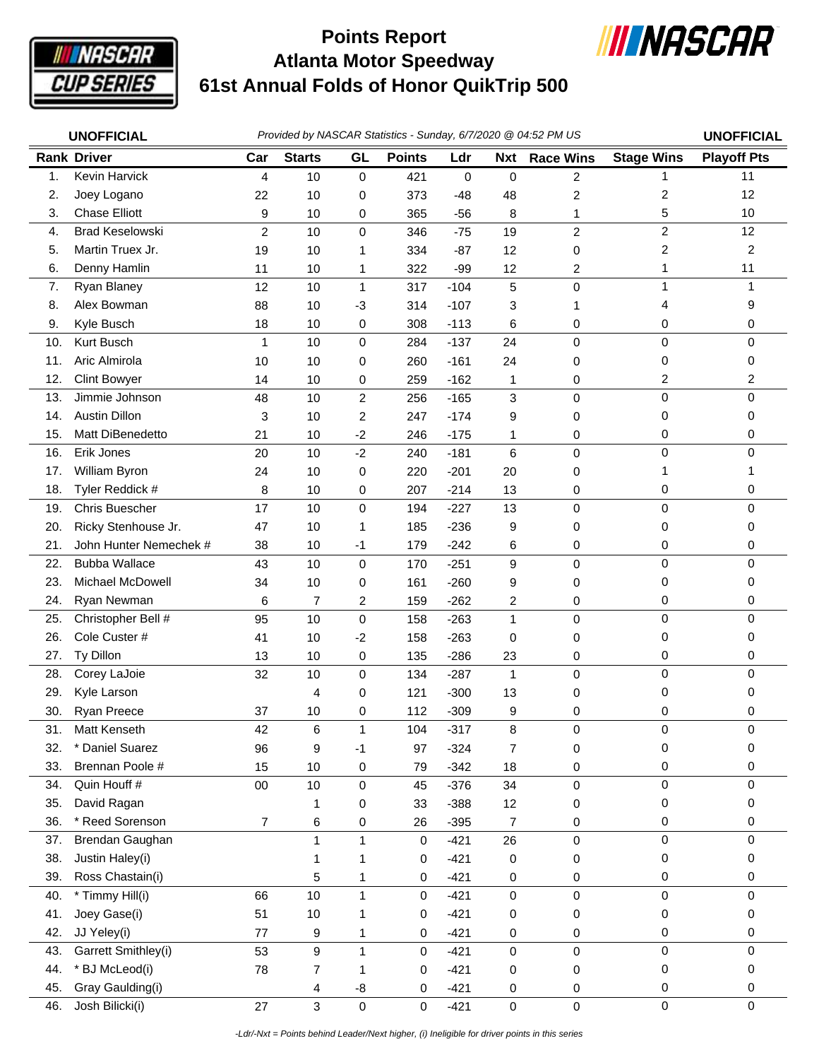# Points Report
# Atlanta Motor Speedway
# 61st Annual Folds of Honor QuikTrip 500

**UNOFFICIAL** *Provided by NASCAR Statistics - Sunday, 6/7/2020 @ 04:52 PM US* **UNOFFICIAL**

| Rank | Driver | Car | Starts | GL | Points | Ldr | Nxt | Race Wins | Stage Wins | Playoff Pts |
|---|---|---|---|---|---|---|---|---|---|---|
| 1. | Kevin Harvick | 4 | 10 | 0 | 421 | 0 | 0 | 2 | 1 | 11 |
| 2. | Joey Logano | 22 | 10 | 0 | 373 | -48 | 48 | 2 | 2 | 12 |
| 3. | Chase Elliott | 9 | 10 | 0 | 365 | -56 | 8 | 1 | 5 | 10 |
| 4. | Brad Keselowski | 2 | 10 | 0 | 346 | -75 | 19 | 2 | 2 | 12 |
| 5. | Martin Truex Jr. | 19 | 10 | 1 | 334 | -87 | 12 | 0 | 2 | 2 |
| 6. | Denny Hamlin | 11 | 10 | 1 | 322 | -99 | 12 | 2 | 1 | 11 |
| 7. | Ryan Blaney | 12 | 10 | 1 | 317 | -104 | 5 | 0 | 1 | 1 |
| 8. | Alex Bowman | 88 | 10 | -3 | 314 | -107 | 3 | 1 | 4 | 9 |
| 9. | Kyle Busch | 18 | 10 | 0 | 308 | -113 | 6 | 0 | 0 | 0 |
| 10. | Kurt Busch | 1 | 10 | 0 | 284 | -137 | 24 | 0 | 0 | 0 |
| 11. | Aric Almirola | 10 | 10 | 0 | 260 | -161 | 24 | 0 | 0 | 0 |
| 12. | Clint Bowyer | 14 | 10 | 0 | 259 | -162 | 1 | 0 | 2 | 2 |
| 13. | Jimmie Johnson | 48 | 10 | 2 | 256 | -165 | 3 | 0 | 0 | 0 |
| 14. | Austin Dillon | 3 | 10 | 2 | 247 | -174 | 9 | 0 | 0 | 0 |
| 15. | Matt DiBenedetto | 21 | 10 | -2 | 246 | -175 | 1 | 0 | 0 | 0 |
| 16. | Erik Jones | 20 | 10 | -2 | 240 | -181 | 6 | 0 | 0 | 0 |
| 17. | William Byron | 24 | 10 | 0 | 220 | -201 | 20 | 0 | 1 | 1 |
| 18. | Tyler Reddick # | 8 | 10 | 0 | 207 | -214 | 13 | 0 | 0 | 0 |
| 19. | Chris Buescher | 17 | 10 | 0 | 194 | -227 | 13 | 0 | 0 | 0 |
| 20. | Ricky Stenhouse Jr. | 47 | 10 | 1 | 185 | -236 | 9 | 0 | 0 | 0 |
| 21. | John Hunter Nemechek # | 38 | 10 | -1 | 179 | -242 | 6 | 0 | 0 | 0 |
| 22. | Bubba Wallace | 43 | 10 | 0 | 170 | -251 | 9 | 0 | 0 | 0 |
| 23. | Michael McDowell | 34 | 10 | 0 | 161 | -260 | 9 | 0 | 0 | 0 |
| 24. | Ryan Newman | 6 | 7 | 2 | 159 | -262 | 2 | 0 | 0 | 0 |
| 25. | Christopher Bell # | 95 | 10 | 0 | 158 | -263 | 1 | 0 | 0 | 0 |
| 26. | Cole Custer # | 41 | 10 | -2 | 158 | -263 | 0 | 0 | 0 | 0 |
| 27. | Ty Dillon | 13 | 10 | 0 | 135 | -286 | 23 | 0 | 0 | 0 |
| 28. | Corey LaJoie | 32 | 10 | 0 | 134 | -287 | 1 | 0 | 0 | 0 |
| 29. | Kyle Larson | | 4 | 0 | 121 | -300 | 13 | 0 | 0 | 0 |
| 30. | Ryan Preece | 37 | 10 | 0 | 112 | -309 | 9 | 0 | 0 | 0 |
| 31. | Matt Kenseth | 42 | 6 | 1 | 104 | -317 | 8 | 0 | 0 | 0 |
| 32. | * Daniel Suarez | 96 | 9 | -1 | 97 | -324 | 7 | 0 | 0 | 0 |
| 33. | Brennan Poole # | 15 | 10 | 0 | 79 | -342 | 18 | 0 | 0 | 0 |
| 34. | Quin Houff # | 00 | 10 | 0 | 45 | -376 | 34 | 0 | 0 | 0 |
| 35. | David Ragan | | 1 | 0 | 33 | -388 | 12 | 0 | 0 | 0 |
| 36. | * Reed Sorenson | 7 | 6 | 0 | 26 | -395 | 7 | 0 | 0 | 0 |
| 37. | Brendan Gaughan | | 1 | 1 | 0 | -421 | 26 | 0 | 0 | 0 |
| 38. | Justin Haley(i) | | 1 | 1 | 0 | -421 | 0 | 0 | 0 | 0 |
| 39. | Ross Chastain(i) | | 5 | 1 | 0 | -421 | 0 | 0 | 0 | 0 |
| 40. | * Timmy Hill(i) | 66 | 10 | 1 | 0 | -421 | 0 | 0 | 0 | 0 |
| 41. | Joey Gase(i) | 51 | 10 | 1 | 0 | -421 | 0 | 0 | 0 | 0 |
| 42. | JJ Yeley(i) | 77 | 9 | 1 | 0 | -421 | 0 | 0 | 0 | 0 |
| 43. | Garrett Smithley(i) | 53 | 9 | 1 | 0 | -421 | 0 | 0 | 0 | 0 |
| 44. | * BJ McLeod(i) | 78 | 7 | 1 | 0 | -421 | 0 | 0 | 0 | 0 |
| 45. | Gray Gaulding(i) | | 4 | -8 | 0 | -421 | 0 | 0 | 0 | 0 |
| 46. | Josh Bilicki(i) | 27 | 3 | 0 | 0 | -421 | 0 | 0 | 0 | 0 |

*-Ldr/-Nxt = Points behind Leader/Next higher, (i) Ineligible for driver points in this series*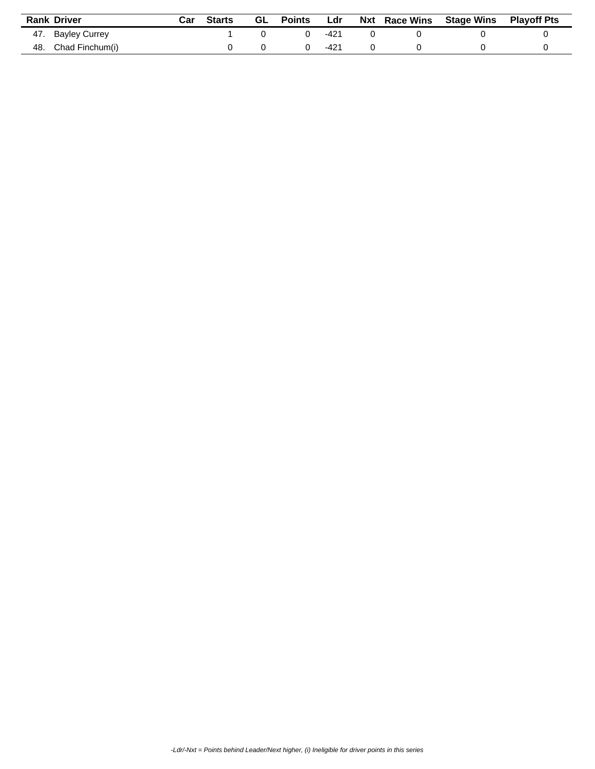| Rank | Driver | Car | Starts | GL | Points | Ldr | Nxt | Race Wins | Stage Wins | Playoff Pts |
|---|---|---|---|---|---|---|---|---|---|---|
| 47. | Bayley Currey | | 1 | 0 | 0 | -421 | 0 | 0 | 0 | 0 |
| 48. | Chad Finchum(i) | | 0 | 0 | 0 | -421 | 0 | 0 | 0 | 0 |

*-Ldr/-Nxt = Points behind Leader/Next higher, (i) Ineligible for driver points in this series*